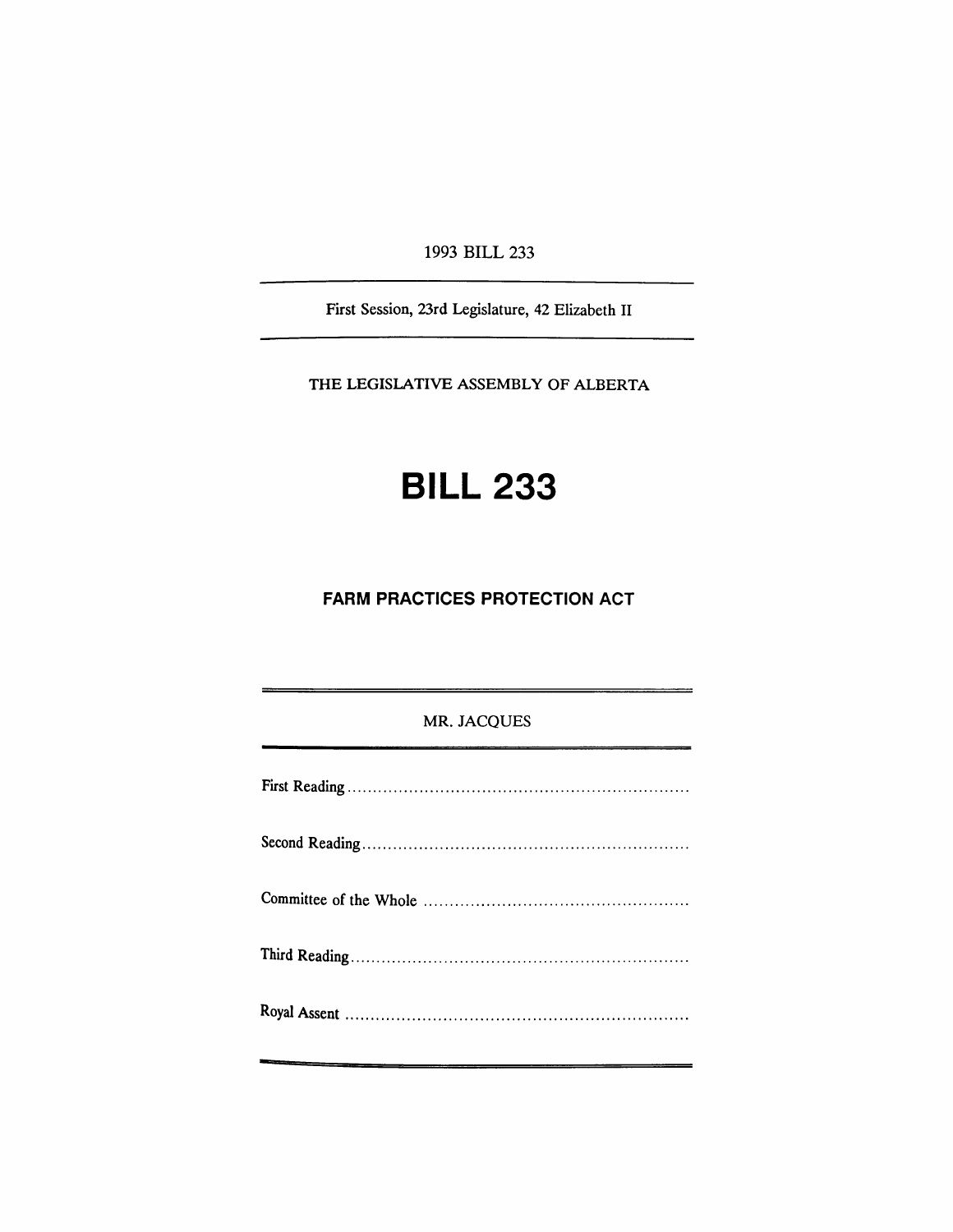1993 BILL 233

First Session, 23rd Legislature, 42 Elizabeth II

THE LEGISLATIVE ASSEMBLY OF ALBERTA

# BILL 233

## FARM PRACTICES PROTECTION ACT

MR. JACQUES

First Reading ..................................................................

Second Reading ..............................................................

Committee of the Whole ..................................................

Third Reading .................................................................

Royal Assent ..................................................................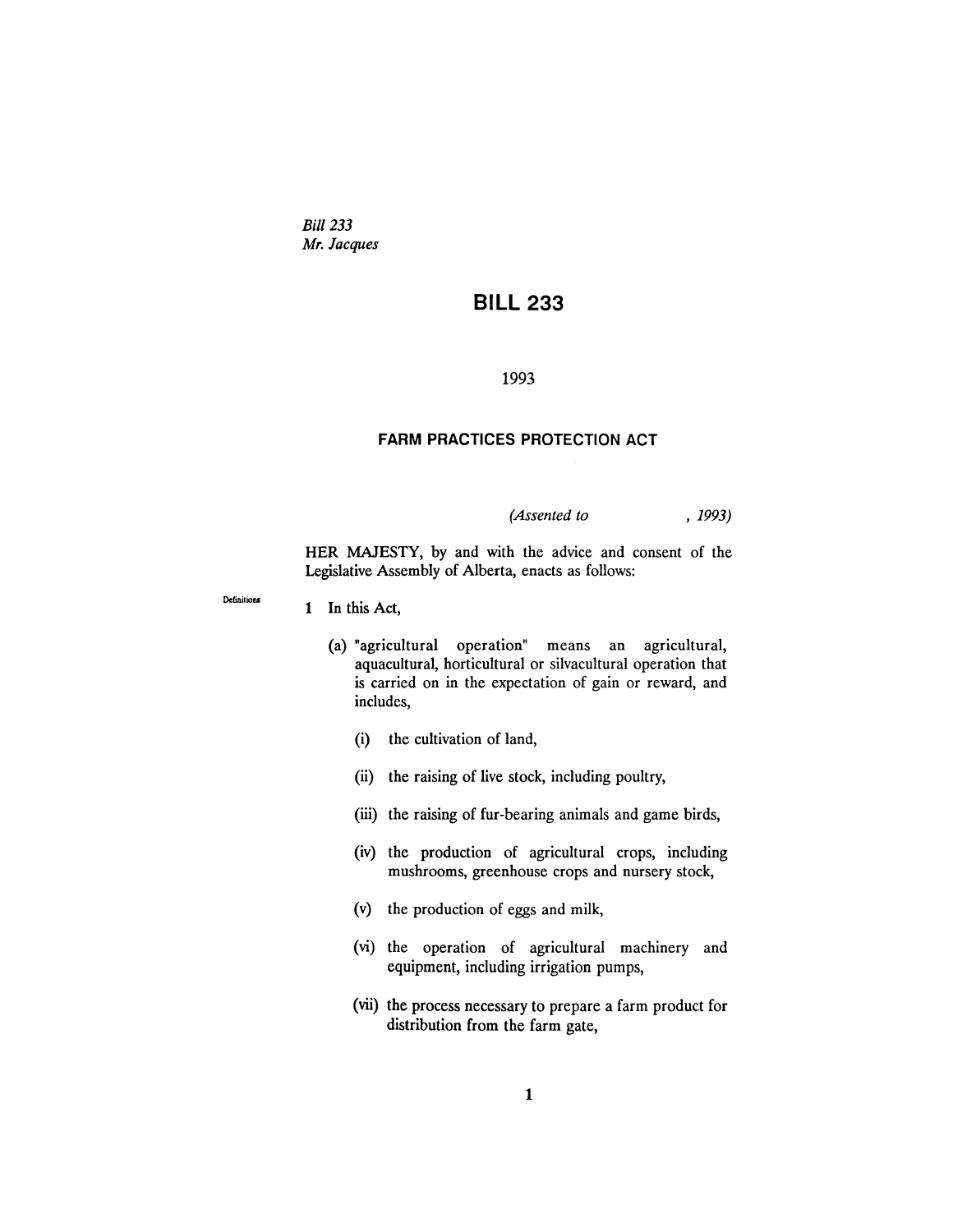*Bill 233*
*Mr. Jacques*

# BILL 233

1993

## FARM PRACTICES PROTECTION ACT

*(Assented to , 1993)*

HER MAJESTY, by and with the advice and consent of the Legislative Assembly of Alberta, enacts as follows:

Definitions

**1** In this Act,

(a) "agricultural operation" means an agricultural, aquacultural, horticultural or silvacultural operation that is carried on in the expectation of gain or reward, and includes,

(i) the cultivation of land,

(ii) the raising of live stock, including poultry,

(iii) the raising of fur-bearing animals and game birds,

(iv) the production of agricultural crops, including mushrooms, greenhouse crops and nursery stock,

(v) the production of eggs and milk,

(vi) the operation of agricultural machinery and equipment, including irrigation pumps,

(vii) the process necessary to prepare a farm product for distribution from the farm gate,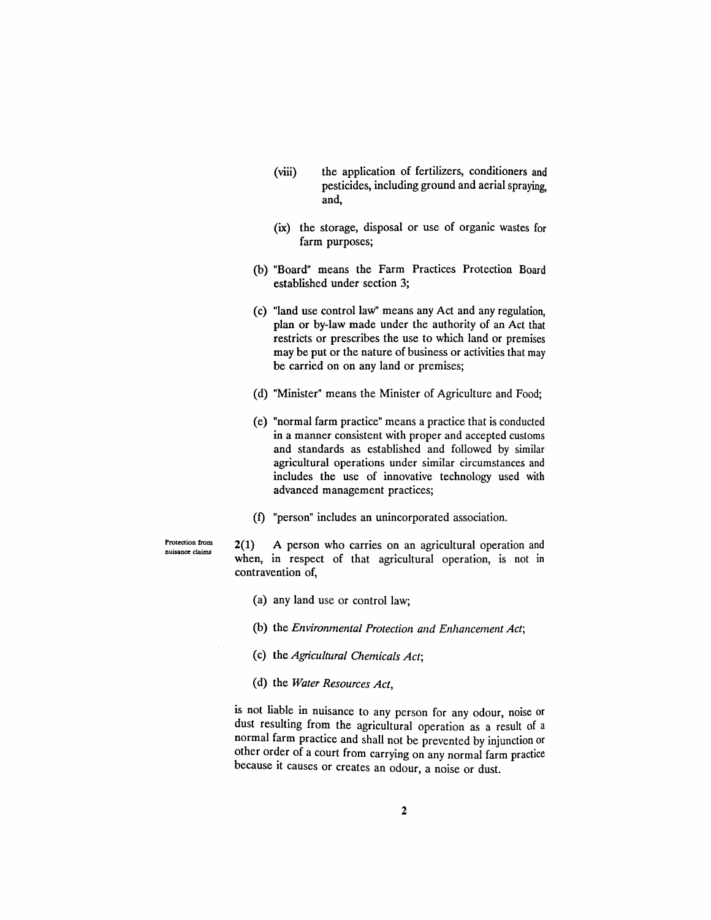(viii) the application of fertilizers, conditioners and pesticides, including ground and aerial spraying, and,

(ix) the storage, disposal or use of organic wastes for farm purposes;

(b) "Board" means the Farm Practices Protection Board established under section 3;

(c) "land use control law" means any Act and any regulation, plan or by-law made under the authority of an Act that restricts or prescribes the use to which land or premises may be put or the nature of business or activities that may be carried on on any land or premises;

(d) "Minister" means the Minister of Agriculture and Food;

(e) "normal farm practice" means a practice that is conducted in a manner consistent with proper and accepted customs and standards as established and followed by similar agricultural operations under similar circumstances and includes the use of innovative technology used with advanced management practices;

(f) "person" includes an unincorporated association.

Protection from nuisance claims

**2(1)** A person who carries on an agricultural operation and when, in respect of that agricultural operation, is not in contravention of,

(a) any land use or control law;

(b) the *Environmental Protection and Enhancement Act*;

(c) the *Agricultural Chemicals Act*;

(d) the *Water Resources Act*,

is not liable in nuisance to any person for any odour, noise or dust resulting from the agricultural operation as a result of a normal farm practice and shall not be prevented by injunction or other order of a court from carrying on any normal farm practice because it causes or creates an odour, a noise or dust.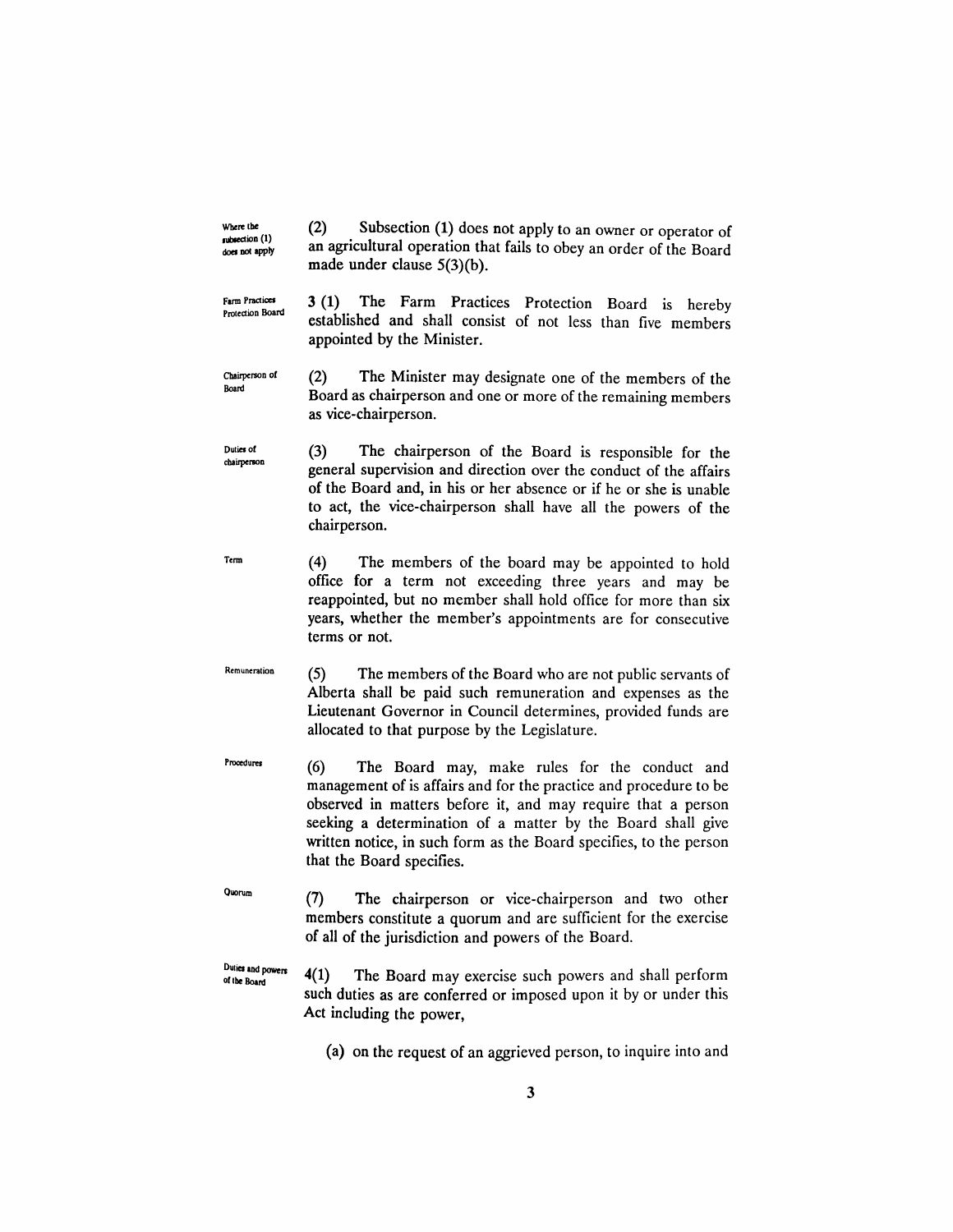*Where the subsection (1) does not apply*

(2) Subsection (1) does not apply to an owner or operator of an agricultural operation that fails to obey an order of the Board made under clause 5(3)(b).

*Farm Practices Protection Board*

3 (1) The Farm Practices Protection Board is hereby established and shall consist of not less than five members appointed by the Minister.

*Chairperson of Board*

(2) The Minister may designate one of the members of the Board as chairperson and one or more of the remaining members as vice-chairperson.

*Duties of chairperson*

(3) The chairperson of the Board is responsible for the general supervision and direction over the conduct of the affairs of the Board and, in his or her absence or if he or she is unable to act, the vice-chairperson shall have all the powers of the chairperson.

*Term*

(4) The members of the board may be appointed to hold office for a term not exceeding three years and may be reappointed, but no member shall hold office for more than six years, whether the member's appointments are for consecutive terms or not.

*Remuneration*

(5) The members of the Board who are not public servants of Alberta shall be paid such remuneration and expenses as the Lieutenant Governor in Council determines, provided funds are allocated to that purpose by the Legislature.

*Procedures*

(6) The Board may, make rules for the conduct and management of is affairs and for the practice and procedure to be observed in matters before it, and may require that a person seeking a determination of a matter by the Board shall give written notice, in such form as the Board specifies, to the person that the Board specifies.

*Quorum*

(7) The chairperson or vice-chairperson and two other members constitute a quorum and are sufficient for the exercise of all of the jurisdiction and powers of the Board.

*Duties and powers of the Board*

4(1) The Board may exercise such powers and shall perform such duties as are conferred or imposed upon it by or under this Act including the power,

(a) on the request of an aggrieved person, to inquire into and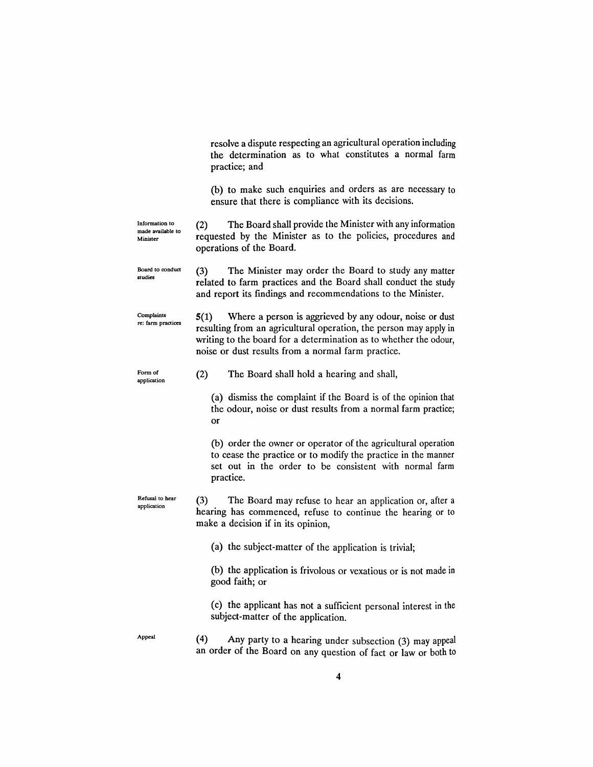resolve a dispute respecting an agricultural operation including the determination as to what constitutes a normal farm practice; and

(b) to make such enquiries and orders as are necessary to ensure that there is compliance with its decisions.

Information to made available to Minister

(2) The Board shall provide the Minister with any information requested by the Minister as to the policies, procedures and operations of the Board.

Board to conduct studies

(3) The Minister may order the Board to study any matter related to farm practices and the Board shall conduct the study and report its findings and recommendations to the Minister.

Complaints re: farm practices

**5**(1) Where a person is aggrieved by any odour, noise or dust resulting from an agricultural operation, the person may apply in writing to the board for a determination as to whether the odour, noise or dust results from a normal farm practice.

Form of application

(2) The Board shall hold a hearing and shall,

(a) dismiss the complaint if the Board is of the opinion that the odour, noise or dust results from a normal farm practice; or

(b) order the owner or operator of the agricultural operation to cease the practice or to modify the practice in the manner set out in the order to be consistent with normal farm practice.

Refusal to hear application

(3) The Board may refuse to hear an application or, after a hearing has commenced, refuse to continue the hearing or to make a decision if in its opinion,

(a) the subject-matter of the application is trivial;

(b) the application is frivolous or vexatious or is not made in good faith; or

(c) the applicant has not a sufficient personal interest in the subject-matter of the application.

Appeal

(4) Any party to a hearing under subsection (3) may appeal an order of the Board on any question of fact or law or both to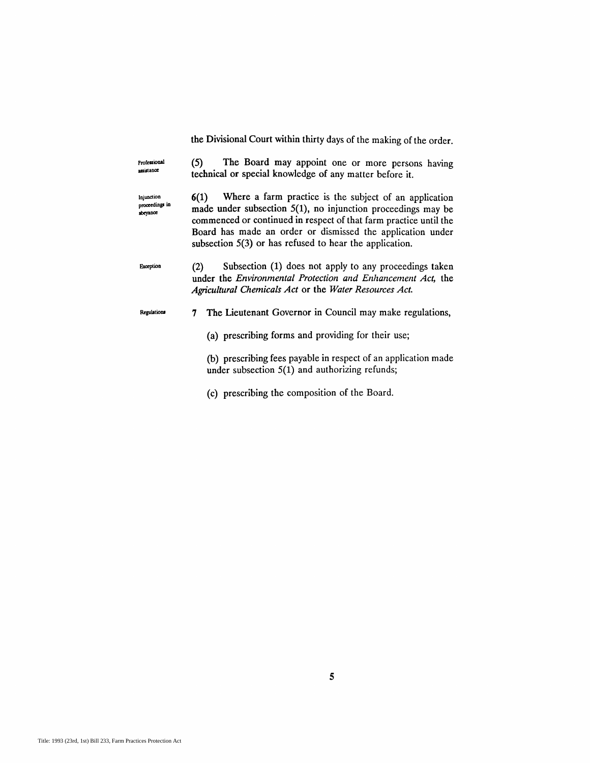the Divisional Court within thirty days of the making of the order.

Professional assistance

(5) The Board may appoint one or more persons having technical or special knowledge of any matter before it.

Injunction proceedings in abeyance

**6(1)** Where a farm practice is the subject of an application made under subsection 5(1), no injunction proceedings may be commenced or continued in respect of that farm practice until the Board has made an order or dismissed the application under subsection 5(3) or has refused to hear the application.

Exception

(2) Subsection (1) does not apply to any proceedings taken under the *Environmental Protection and Enhancement Act,* the *Agricultural Chemicals Act* or the *Water Resources Act.*

Regulations

**7** The Lieutenant Governor in Council may make regulations,

(a) prescribing forms and providing for their use;

(b) prescribing fees payable in respect of an application made under subsection 5(1) and authorizing refunds;

(c) prescribing the composition of the Board.